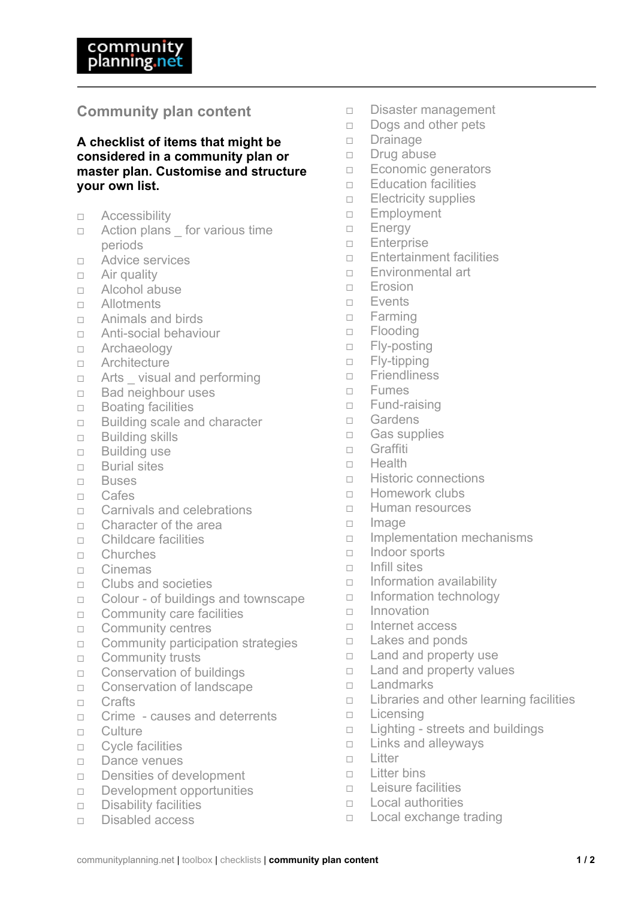## Community plan content

**A checklist of items that might be considered in a community plan or master plan. Customise and structure your own list.**

- □ Accessibility
- □ Action plans _ for various time periods
- □ Advice services
- □ Air quality
- □ Alcohol abuse
- □ Allotments
- □ Animals and birds
- □ Anti-social behaviour
- □ Archaeology
- □ Architecture
- □ Arts _ visual and performing
- □ Bad neighbour uses
- □ Boating facilities
- □ Building scale and character
- □ Building skills
- □ Building use
- □ Burial sites
- □ Buses
- □ Cafes
- □ Carnivals and celebrations
- □ Character of the area
- □ Childcare facilities
- □ Churches
- □ Cinemas
- □ Clubs and societies
- □ Colour - of buildings and townscape
- □ Community care facilities
- □ Community centres
- □ Community participation strategies
- □ Community trusts
- □ Conservation of buildings
- □ Conservation of landscape
- □ Crafts
- □ Crime - causes and deterrents
- □ Culture
- □ Cycle facilities
- □ Dance venues
- □ Densities of development
- □ Development opportunities
- □ Disability facilities
- □ Disabled access
- □ Disaster management
- □ Dogs and other pets
- □ Drainage
- □ Drug abuse
- □ Economic generators
- □ Education facilities
- □ Electricity supplies
- □ Employment
- □ Energy
- □ Enterprise
- □ Entertainment facilities
- □ Environmental art
- □ Erosion
- □ Events
- □ Farming
- □ Flooding
- □ Fly-posting
- □ Fly-tipping
- □ Friendliness
- □ Fumes
- □ Fund-raising
- □ Gardens
- □ Gas supplies
- □ Graffiti
- □ Health
- □ Historic connections
- □ Homework clubs
- □ Human resources
- □ Image
- □ Implementation mechanisms
- □ Indoor sports
- □ Infill sites
- □ Information availability
- □ Information technology
- □ Innovation
- □ Internet access
- □ Lakes and ponds
- □ Land and property use
- □ Land and property values
- □ Landmarks
- □ Libraries and other learning facilities
- □ Licensing
- □ Lighting - streets and buildings
- □ Links and alleyways
- □ Litter
- □ Litter bins
- □ Leisure facilities
- □ Local authorities
- □ Local exchange trading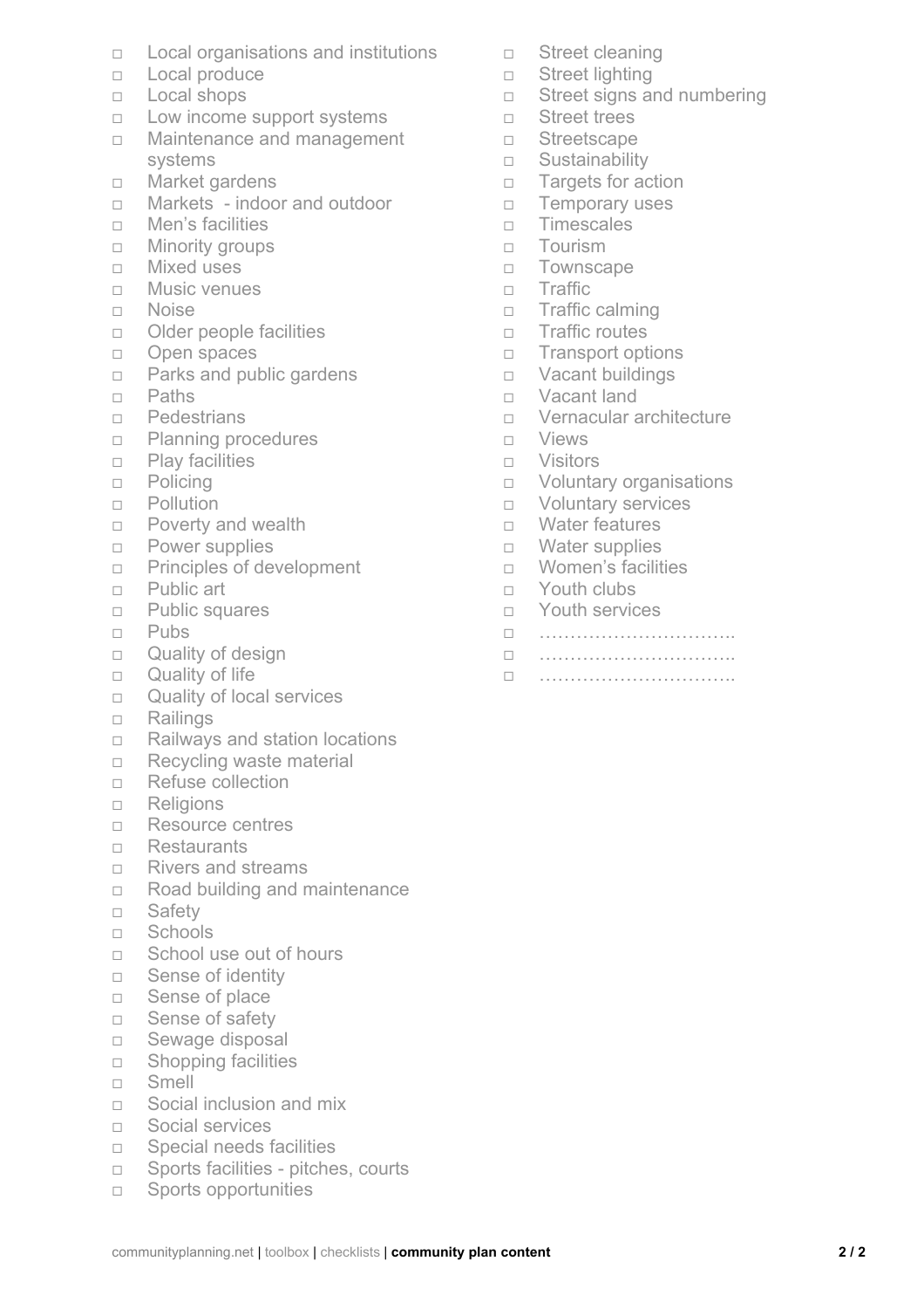- □ Local organisations and institutions
- □ Local produce
- □ Local shops
- □ Low income support systems
- □ Maintenance and management systems
- □ Market gardens
- □ Markets - indoor and outdoor
- □ Men's facilities
- □ Minority groups
- □ Mixed uses
- □ Music venues
- □ Noise
- □ Older people facilities
- □ Open spaces
- □ Parks and public gardens
- □ Paths
- □ Pedestrians
- □ Planning procedures
- □ Play facilities
- □ Policing
- □ Pollution
- □ Poverty and wealth
- □ Power supplies
- □ Principles of development
- □ Public art
- □ Public squares
- □ Pubs
- □ Quality of design
- □ Quality of life
- □ Quality of local services
- □ Railings
- □ Railways and station locations
- □ Recycling waste material
- □ Refuse collection
- □ Religions
- □ Resource centres
- □ Restaurants
- □ Rivers and streams
- □ Road building and maintenance
- □ Safety
- □ Schools
- □ School use out of hours
- □ Sense of identity
- □ Sense of place
- □ Sense of safety
- □ Sewage disposal
- □ Shopping facilities
- □ Smell
- □ Social inclusion and mix
- □ Social services
- □ Special needs facilities
- □ Sports facilities - pitches, courts
- □ Sports opportunities
- □ Street cleaning
- □ Street lighting
- □ Street signs and numbering
- □ Street trees
- □ Streetscape
- □ Sustainability
- □ Targets for action
- □ Temporary uses
- □ Timescales
- □ Tourism
- □ Townscape
- □ Traffic
- □ Traffic calming
- □ Traffic routes
- □ Transport options
- □ Vacant buildings
- □ Vacant land
- □ Vernacular architecture
- □ Views
- □ Visitors
- □ Voluntary organisations
- □ Voluntary services
- □ Water features
- □ Water supplies
- □ Women's facilities
- □ Youth clubs
- □ Youth services
- □ …………………………..
- □ …………………………..
- □ …………………………..

communityplanning.net | toolbox | checklists | **community plan content**